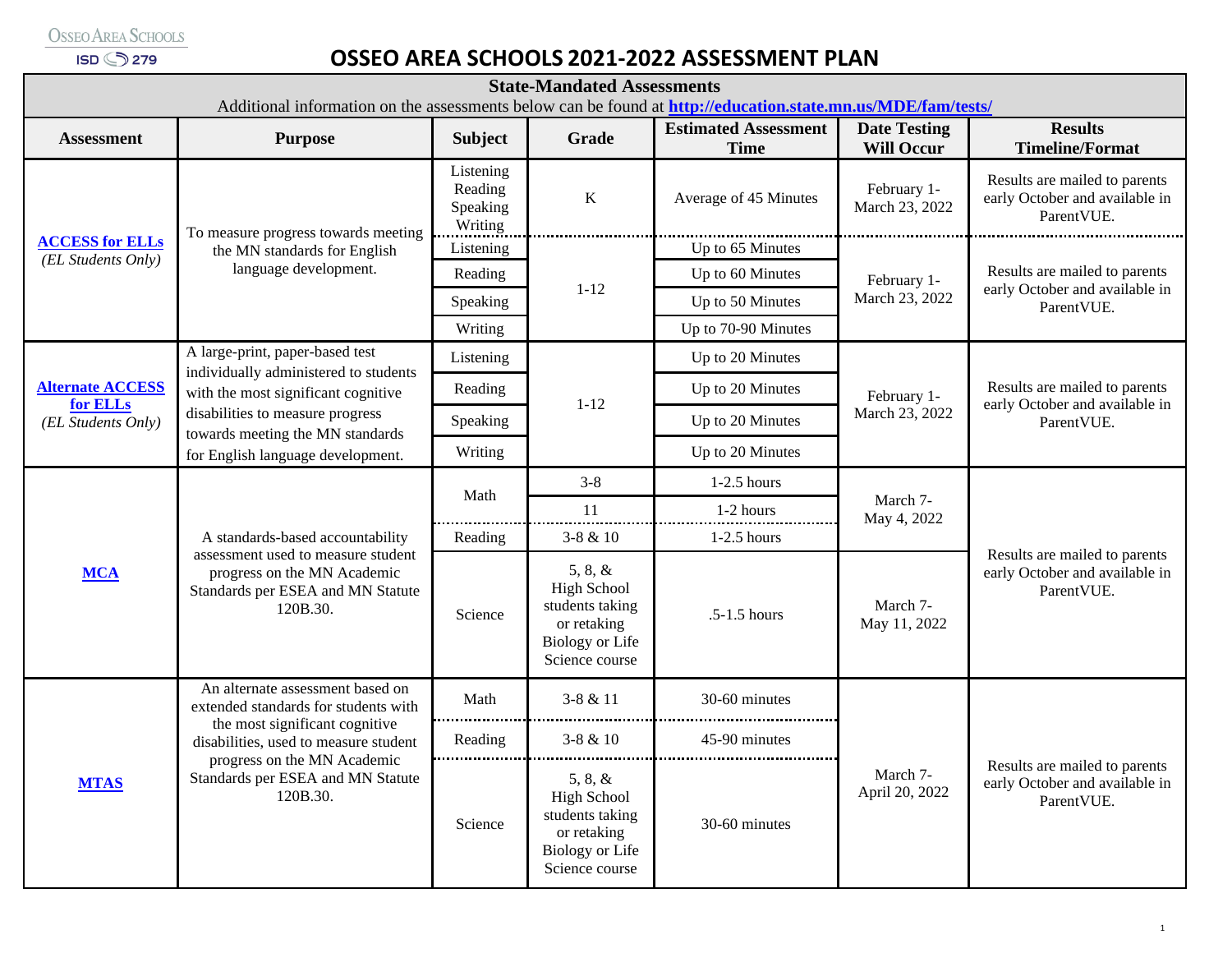# OSSEO AREA SCHOOLS 2021-2022 ASSESSMENT PLAN

## State-Mandated Assessments

Additional information on the assessments below can be found at **http://education.state.mn.us/MDE/fam/tests/**

| Assessment | Purpose | Subject | Grade | Estimated Assessment Time | Date Testing Will Occur | Results Timeline/Format |
|---|---|---|---|---|---|---|
| **ACCESS for ELLs** *(EL Students Only)* | To measure progress towards meeting the MN standards for English language development. | Listening Reading Speaking Writing | K | Average of 45 Minutes | February 1-March 23, 2022 | Results are mailed to parents early October and available in ParentVUE. |
| | | Listening | 1-12 | Up to 65 Minutes | February 1-March 23, 2022 | Results are mailed to parents early October and available in ParentVUE. |
| | | Reading | | Up to 60 Minutes | | |
| | | Speaking | | Up to 50 Minutes | | |
| | | Writing | | Up to 70-90 Minutes | | |
| **Alternate ACCESS for ELLs** *(EL Students Only)* | A large-print, paper-based test individually administered to students with the most significant cognitive disabilities to measure progress towards meeting the MN standards for English language development. | Listening | 1-12 | Up to 20 Minutes | February 1-March 23, 2022 | Results are mailed to parents early October and available in ParentVUE. |
| | | Reading | | Up to 20 Minutes | | |
| | | Speaking | | Up to 20 Minutes | | |
| | | Writing | | Up to 20 Minutes | | |
| **MCA** | A standards-based accountability assessment used to measure student progress on the MN Academic Standards per ESEA and MN Statute 120B.30. | Math | 3-8 | 1-2.5 hours | March 7-May 4, 2022 | Results are mailed to parents early October and available in ParentVUE. |
| | | | 11 | 1-2 hours | | |
| | | Reading | 3-8 & 10 | 1-2.5 hours | | |
| | | Science | 5, 8, & High School students taking or retaking Biology or Life Science course | .5-1.5 hours | March 7-May 11, 2022 | |
| **MTAS** | An alternate assessment based on extended standards for students with the most significant cognitive disabilities, used to measure student progress on the MN Academic Standards per ESEA and MN Statute 120B.30. | Math | 3-8 & 11 | 30-60 minutes | March 7-April 20, 2022 | Results are mailed to parents early October and available in ParentVUE. |
| | | Reading | 3-8 & 10 | 45-90 minutes | | |
| | | Science | 5, 8, & High School students taking or retaking Biology or Life Science course | 30-60 minutes | | |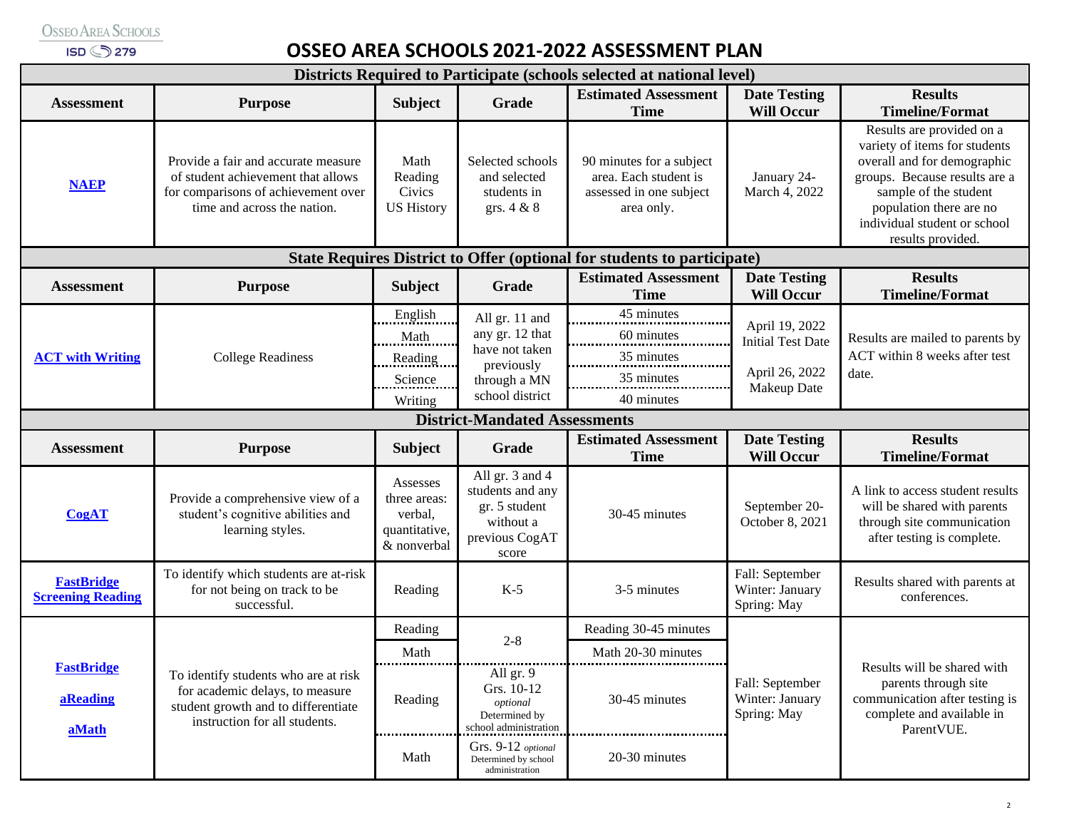# OSSEO AREA SCHOOLS 2021-2022 ASSESSMENT PLAN

| Assessment | Purpose | Subject | Grade | Estimated Assessment Time | Date Testing Will Occur | Results Timeline/Format |
|---|---|---|---|---|---|---|
| **Districts Required to Participate (schools selected at national level)** | | | | | | |
| **NAEP** | Provide a fair and accurate measure of student achievement that allows for comparisons of achievement over time and across the nation. | Math Reading Civics US History | Selected schools and selected students in grs. 4 & 8 | 90 minutes for a subject area. Each student is assessed in one subject area only. | January 24-March 4, 2022 | Results are provided on a variety of items for students overall and for demographic groups. Because results are a sample of the student population there are no individual student or school results provided. |
| **State Requires District to Offer (optional for students to participate)** | | | | | | |
| **ACT with Writing** | College Readiness | English | All gr. 11 and any gr. 12 that have not taken previously through a MN school district | 45 minutes | April 19, 2022 Initial Test Date<br><br>April 26, 2022 Makeup Date | Results are mailed to parents by ACT within 8 weeks after test date. |
| | | Math | | 60 minutes | | |
| | | Reading | | 35 minutes | | |
| | | Science | | 35 minutes | | |
| | | Writing | | 40 minutes | | |
| **District-Mandated Assessments** | | | | | | |
| **CogAT** | Provide a comprehensive view of a student's cognitive abilities and learning styles. | Assesses three areas: verbal, quantitative, & nonverbal | All gr. 3 and 4 students and any gr. 5 student without a previous CogAT score | 30-45 minutes | September 20-October 8, 2021 | A link to access student results will be shared with parents through site communication after testing is complete. |
| **FastBridge Screening Reading** | To identify which students are at-risk for not being on track to be successful. | Reading | K-5 | 3-5 minutes | Fall: September<br>Winter: January<br>Spring: May | Results shared with parents at conferences. |
| **FastBridge**<br>**aReading**<br>**aMath** | To identify students who are at risk for academic delays, to measure student growth and to differentiate instruction for all students. | Reading | 2-8 | Reading 30-45 minutes | Fall: September<br>Winter: January<br>Spring: May | Results will be shared with parents through site communication after testing is complete and available in ParentVUE. |
| | | Math | | Math 20-30 minutes | | |
| | | Reading | All gr. 9<br>Grs. 10-12 *optional* Determined by school administration | 30-45 minutes | | |
| | | Math | Grs. 9-12 *optional* Determined by school administration | 20-30 minutes | | |